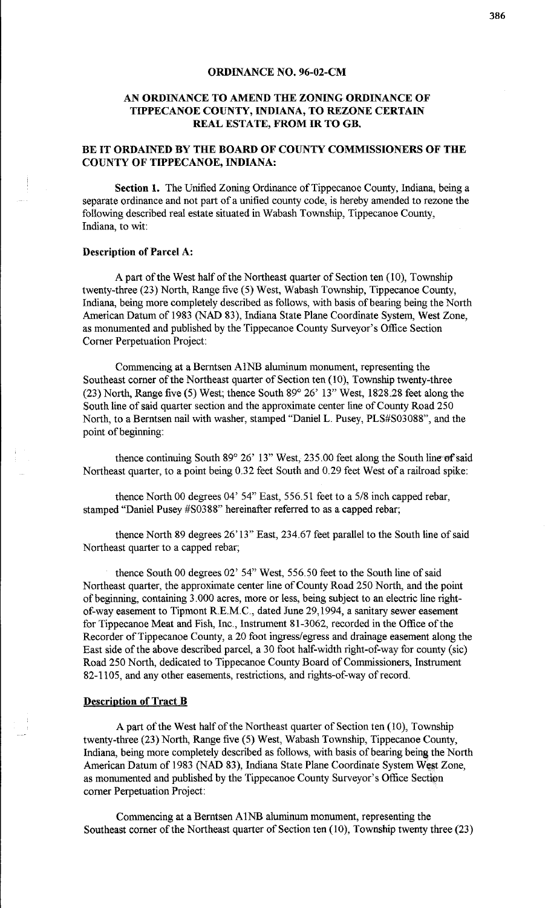## ORDINANCE NO. 96-02-CM

## AN ORDINANCE TO AMEND THE ZONING ORDINANCE OF TIPPECANOE COUNTY, INDIANA, TO REZONE CERTAIN REAL ESTATE, FROM IR TO GB.

### BE IT ORDAINED BY THE BOARD OF COUNTY COMMISSIONERS OF THE COUNTY OF TIPPECANOE, INDIANA:

**Section 1.** The Unified Zoning Ordinance of Tippecanoe County, Indiana, being a separate ordinance and not part of a unified county code, is hereby amended to rezone the following described real estate situated in Wabash Township, Tippecanoe County, Indiana, to wit:

**Description of Parcel A:**

A part of the West half of the Northeast quarter of Section ten (10), Township twenty-three (23) North, Range five (5) West, Wabash Township, Tippecanoe County, Indiana, being more completely described as follows, with basis of bearing being the North American Datum of 1983 (NAD 83), Indiana State Plane Coordinate System, West Zone, as monumented and published by the Tippecanoe County Surveyor's Office Section Corner Perpetuation Project:

Commencing at a Berntsen A1NB aluminum monument, representing the Southeast corner of the Northeast quarter of Section ten (10), Township twenty-three (23) North, Range five (5) West; thence South 89° 26' 13" West, 1828.28 feet along the South line of said quarter section and the approximate center line of County Road 250 North, to a Berntsen nail with washer, stamped "Daniel L. Pusey, PLS#S03088", and the point of beginning:

thence continuing South 89° 26' 13" West, 235.00 feet along the South line of said Northeast quarter, to a point being 0.32 feet South and 0.29 feet West of a railroad spike:

thence North 00 degrees 04' 54" East, 556.51 feet to a 5/8 inch capped rebar, stamped "Daniel Pusey #S0388" hereinafter referred to as a capped rebar;

thence North 89 degrees 26'13" East, 234.67 feet parallel to the South line of said Northeast quarter to a capped rebar;

thence South 00 degrees 02' 54" West, 556.50 feet to the South line of said Northeast quarter, the approximate center line of County Road 250 North, and the point of beginning, containing 3.000 acres, more or less, being subject to an electric line right-of-way easement to Tipmont R.E.M.C., dated June 29,1994, a sanitary sewer easement for Tippecanoe Meat and Fish, Inc., Instrument 81-3062, recorded in the Office of the Recorder of Tippecanoe County, a 20 foot ingress/egress and drainage easement along the East side of the above described parcel, a 30 foot half-width right-of-way for county (sic) Road 250 North, dedicated to Tippecanoe County Board of Commissioners, Instrument 82-1105, and any other easements, restrictions, and rights-of-way of record.

**Description of Tract B**

A part of the West half of the Northeast quarter of Section ten (10), Township twenty-three (23) North, Range five (5) West, Wabash Township, Tippecanoe County, Indiana, being more completely described as follows, with basis of bearing being the North American Datum of 1983 (NAD 83), Indiana State Plane Coordinate System West Zone, as monumented and published by the Tippecanoe County Surveyor's Office Section corner Perpetuation Project:

Commencing at a Berntsen A1NB aluminum monument, representing the Southeast corner of the Northeast quarter of Section ten (10), Township twenty three (23)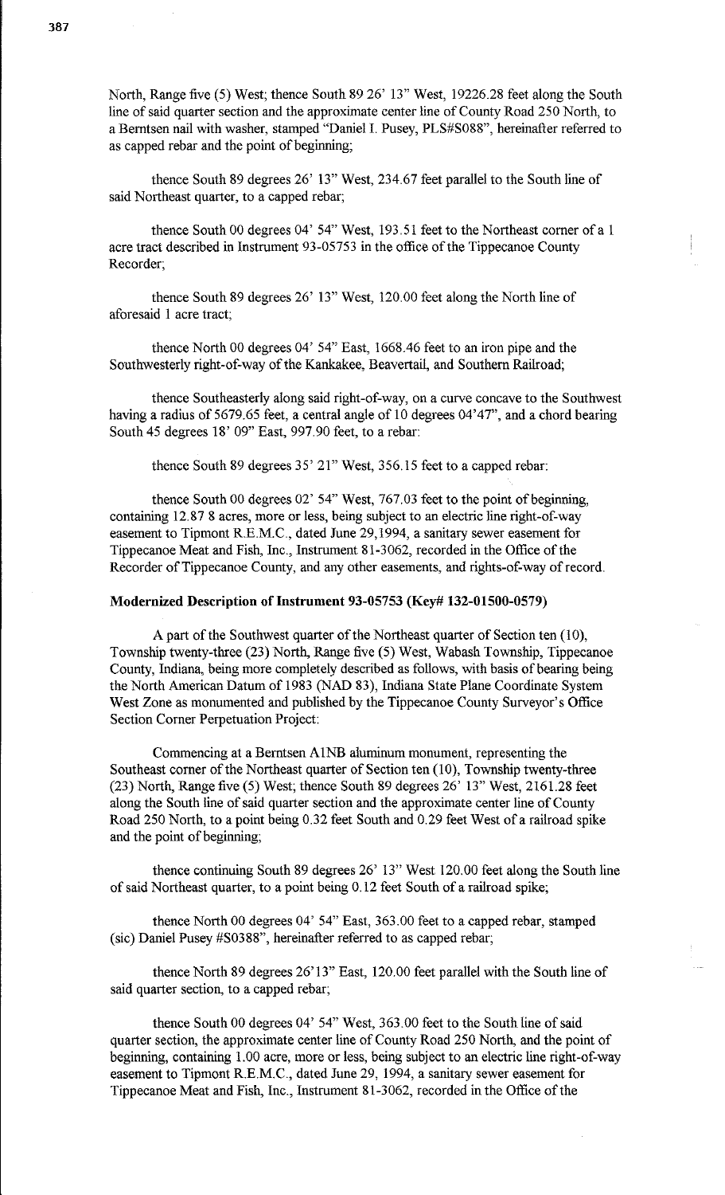North, Range five (5) West; thence South 89 26' 13" West, 19226.28 feet along the South line of said quarter section and the approximate center line of County Road 250 North, to a Berntsen nail with washer, stamped "Daniel I. Pusey, PLS#S088", hereinafter referred to as capped rebar and the point of beginning;

thence South 89 degrees 26' 13" West, 234.67 feet parallel to the South line of said Northeast quarter, to a capped rebar;

thence South 00 degrees 04' 54" West, 193.51 feet to the Northeast corner of a 1 acre tract described in Instrument 93-05753 in the office of the Tippecanoe County Recorder;

thence South 89 degrees 26' 13" West, 120.00 feet along the North line of aforesaid 1 acre tract;

thence North 00 degrees 04' 54" East, 1668.46 feet to an iron pipe and the Southwesterly right-of-way of the Kankakee, Beavertail, and Southern Railroad;

thence Southeasterly along said right-of-way, on a curve concave to the Southwest having a radius of 5679.65 feet, a central angle of 10 degrees 04'47", and a chord bearing South 45 degrees 18' 09" East, 997.90 feet, to a rebar:

thence South 89 degrees 35' 21" West, 356.15 feet to a capped rebar:

thence South 00 degrees 02' 54" West, 767.03 feet to the point of beginning, containing 12.87 8 acres, more or less, being subject to an electric line right-of-way easement to Tipmont R.E.M.C., dated June 29,1994, a sanitary sewer easement for Tippecanoe Meat and Fish, Inc., Instrument 81-3062, recorded in the Office of the Recorder of Tippecanoe County, and any other easements, and rights-of-way of record.

**Modernized Description of Instrument 93-05753 (Key# 132-01500-0579)**

A part of the Southwest quarter of the Northeast quarter of Section ten (10), Township twenty-three (23) North, Range five (5) West, Wabash Township, Tippecanoe County, Indiana, being more completely described as follows, with basis of bearing being the North American Datum of 1983 (NAD 83), Indiana State Plane Coordinate System West Zone as monumented and published by the Tippecanoe County Surveyor's Office Section Corner Perpetuation Project:

Commencing at a Berntsen A1NB aluminum monument, representing the Southeast corner of the Northeast quarter of Section ten (10), Township twenty-three (23) North, Range five (5) West; thence South 89 degrees 26' 13" West, 2161.28 feet along the South line of said quarter section and the approximate center line of County Road 250 North, to a point being 0.32 feet South and 0.29 feet West of a railroad spike and the point of beginning;

thence continuing South 89 degrees 26' 13" West 120.00 feet along the South line of said Northeast quarter, to a point being 0.12 feet South of a railroad spike;

thence North 00 degrees 04' 54" East, 363.00 feet to a capped rebar, stamped (sic) Daniel Pusey #S0388", hereinafter referred to as capped rebar;

thence North 89 degrees 26'13" East, 120.00 feet parallel with the South line of said quarter section, to a capped rebar;

thence South 00 degrees 04' 54" West, 363.00 feet to the South line of said quarter section, the approximate center line of County Road 250 North, and the point of beginning, containing 1.00 acre, more or less, being subject to an electric line right-of-way easement to Tipmont R.E.M.C., dated June 29, 1994, a sanitary sewer easement for Tippecanoe Meat and Fish, Inc., Instrument 81-3062, recorded in the Office of the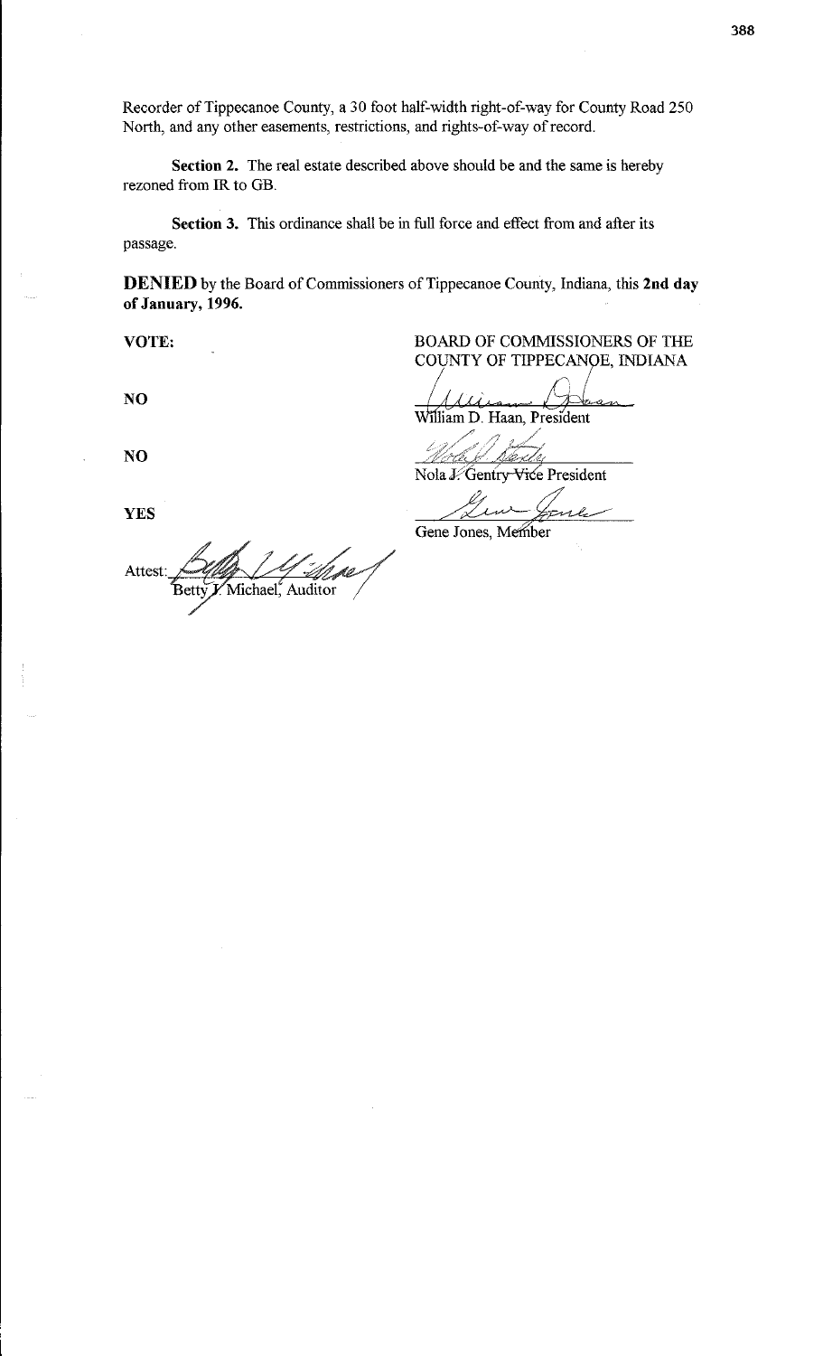Recorder of Tippecanoe County, a 30 foot half-width right-of-way for County Road 250 North, and any other easements, restrictions, and rights-of-way of record.

**Section 2.** The real estate described above should be and the same is hereby rezoned from IR to GB.

**Section 3.** This ordinance shall be in full force and effect from and after its passage.

**DENIED** by the Board of Commissioners of Tippecanoe County, Indiana, this **2nd day of January, 1996.**

**VOTE:**

BOARD OF COMMISSIONERS OF THE COUNTY OF TIPPECANOE, INDIANA

**NO** William D. Haan, President

**NO** Nola J. Gentry Vice President

**YES** Gene Jones, Member

Attest: Betty J. Michael, Auditor